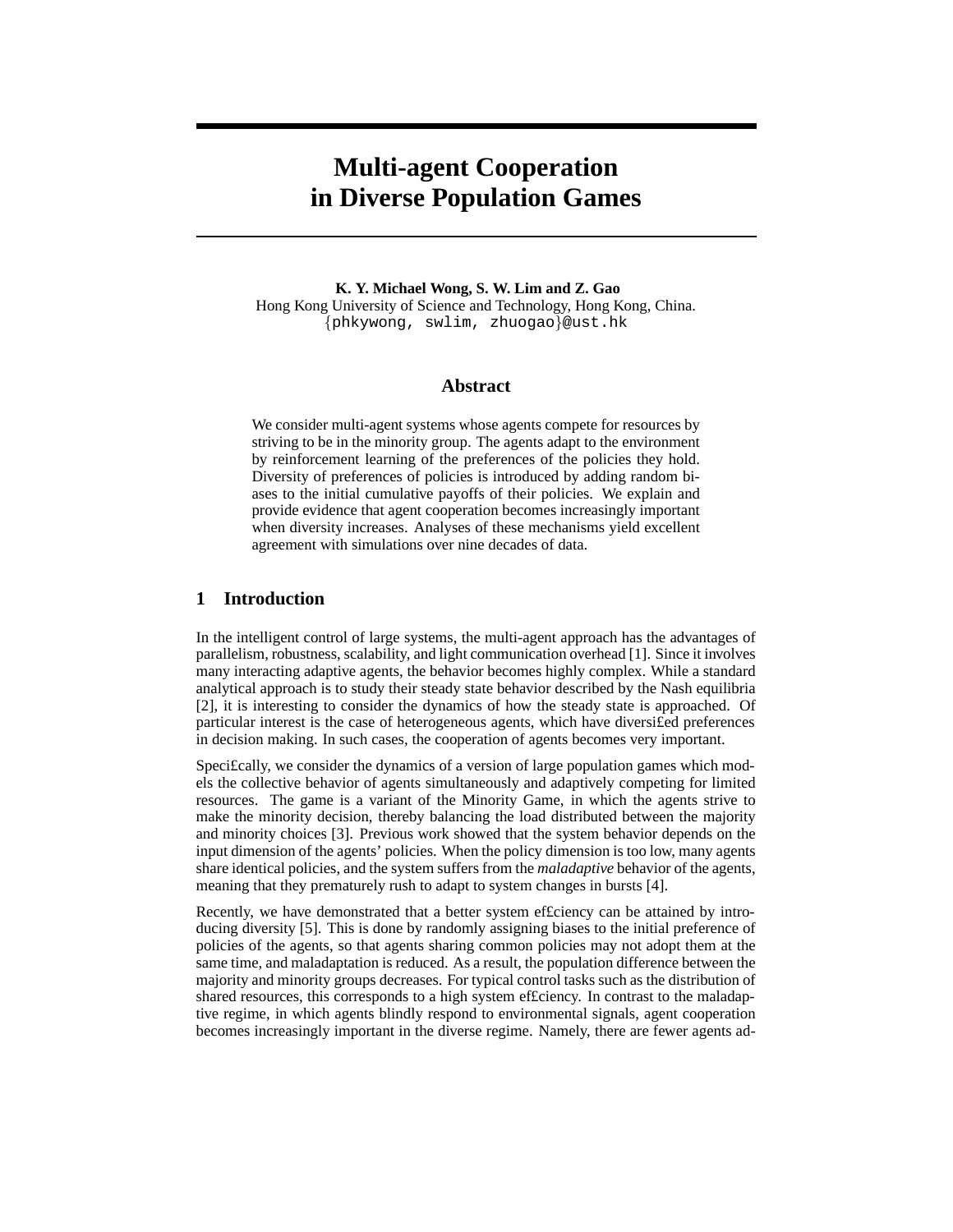# Multi-agent Cooperation in Diverse Population Games

**K. Y. Michael Wong, S. W. Lim and Z. Gao**
Hong Kong University of Science and Technology, Hong Kong, China.
{phkywong, swlim, zhuogao}@ust.hk

## Abstract

We consider multi-agent systems whose agents compete for resources by striving to be in the minority group. The agents adapt to the environment by reinforcement learning of the preferences of the policies they hold. Diversity of preferences of policies is introduced by adding random biases to the initial cumulative payoffs of their policies. We explain and provide evidence that agent cooperation becomes increasingly important when diversity increases. Analyses of these mechanisms yield excellent agreement with simulations over nine decades of data.

## 1 Introduction

In the intelligent control of large systems, the multi-agent approach has the advantages of parallelism, robustness, scalability, and light communication overhead [1]. Since it involves many interacting adaptive agents, the behavior becomes highly complex. While a standard analytical approach is to study their steady state behavior described by the Nash equilibria [2], it is interesting to consider the dynamics of how the steady state is approached. Of particular interest is the case of heterogeneous agents, which have diversi£ed preferences in decision making. In such cases, the cooperation of agents becomes very important.

Speci£cally, we consider the dynamics of a version of large population games which models the collective behavior of agents simultaneously and adaptively competing for limited resources. The game is a variant of the Minority Game, in which the agents strive to make the minority decision, thereby balancing the load distributed between the majority and minority choices [3]. Previous work showed that the system behavior depends on the input dimension of the agents' policies. When the policy dimension is too low, many agents share identical policies, and the system suffers from the *maladaptive* behavior of the agents, meaning that they prematurely rush to adapt to system changes in bursts [4].

Recently, we have demonstrated that a better system ef£ciency can be attained by introducing diversity [5]. This is done by randomly assigning biases to the initial preference of policies of the agents, so that agents sharing common policies may not adopt them at the same time, and maladaptation is reduced. As a result, the population difference between the majority and minority groups decreases. For typical control tasks such as the distribution of shared resources, this corresponds to a high system ef£ciency. In contrast to the maladaptive regime, in which agents blindly respond to environmental signals, agent cooperation becomes increasingly important in the diverse regime. Namely, there are fewer agents ad-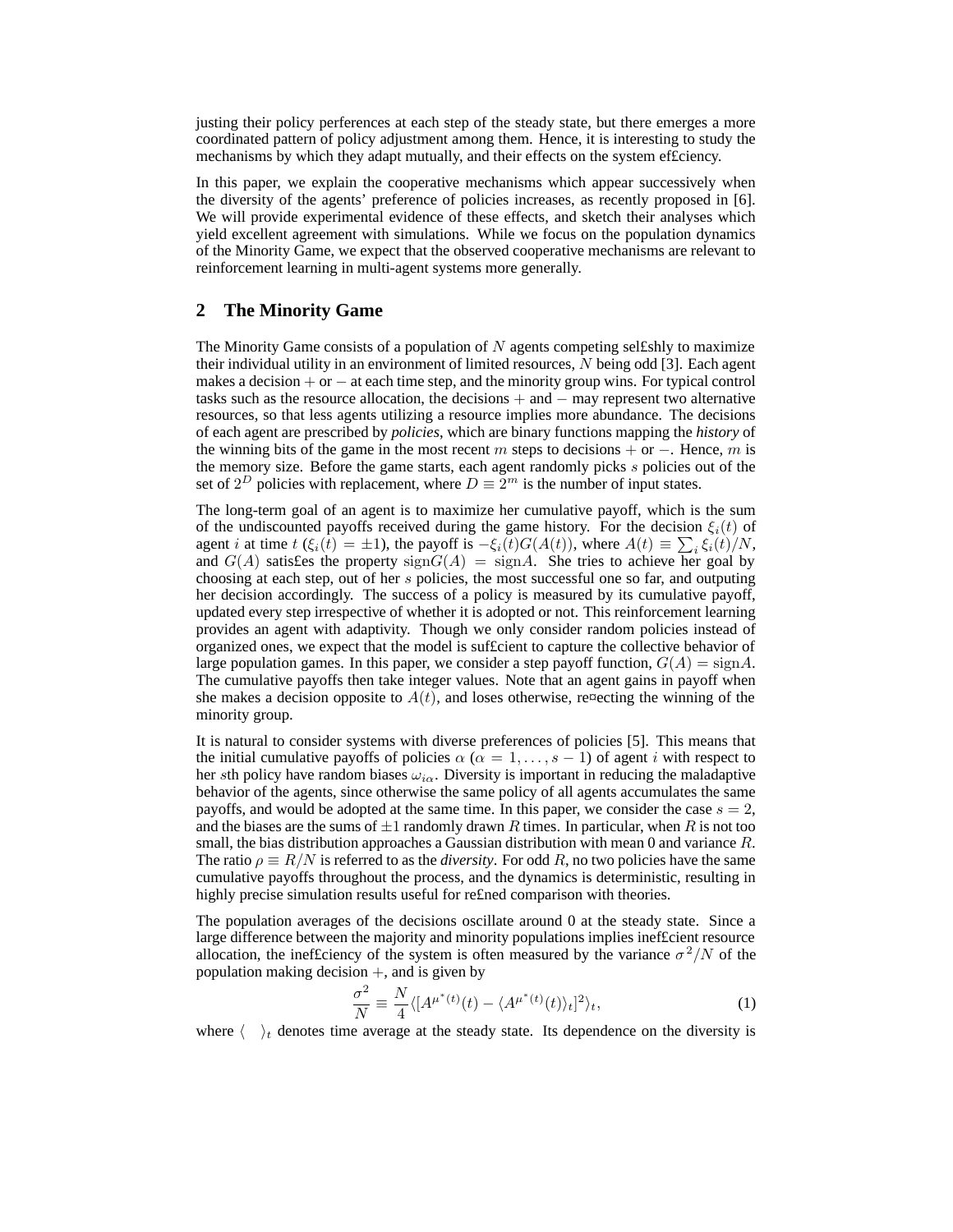justing their policy perferences at each step of the steady state, but there emerges a more coordinated pattern of policy adjustment among them. Hence, it is interesting to study the mechanisms by which they adapt mutually, and their effects on the system ef£ciency.

In this paper, we explain the cooperative mechanisms which appear successively when the diversity of the agents' preference of policies increases, as recently proposed in [6]. We will provide experimental evidence of these effects, and sketch their analyses which yield excellent agreement with simulations. While we focus on the population dynamics of the Minority Game, we expect that the observed cooperative mechanisms are relevant to reinforcement learning in multi-agent systems more generally.

## 2 The Minority Game

The Minority Game consists of a population of $N$ agents competing sel£shly to maximize their individual utility in an environment of limited resources, $N$ being odd [3]. Each agent makes a decision $+$ or $-$ at each time step, and the minority group wins. For typical control tasks such as the resource allocation, the decisions $+$ and $-$ may represent two alternative resources, so that less agents utilizing a resource implies more abundance. The decisions of each agent are prescribed by ***policies***, which are binary functions mapping the ***history*** of the winning bits of the game in the most recent $m$ steps to decisions $+$ or $-$. Hence, $m$ is the memory size. Before the game starts, each agent randomly picks $s$ policies out of the set of $2^D$ policies with replacement, where $D \equiv 2^m$ is the number of input states.

The long-term goal of an agent is to maximize her cumulative payoff, which is the sum of the undiscounted payoffs received during the game history. For the decision $\xi_i(t)$ of agent $i$ at time $t$ ($\xi_i(t) = \pm 1$), the payoff is $-\xi_i(t)G(A(t))$, where $A(t) \equiv \sum_i \xi_i(t)/N$, and $G(A)$ satis£es the property $\text{sign}G(A) = \text{sign}A$. She tries to achieve her goal by choosing at each step, out of her $s$ policies, the most successful one so far, and outputing her decision accordingly. The success of a policy is measured by its cumulative payoff, updated every step irrespective of whether it is adopted or not. This reinforcement learning provides an agent with adaptivity. Though we only consider random policies instead of organized ones, we expect that the model is suf£cient to capture the collective behavior of large population games. In this paper, we consider a step payoff function, $G(A) = \text{sign}A$. The cumulative payoffs then take integer values. Note that an agent gains in payoff when she makes a decision opposite to $A(t)$, and loses otherwise, re¤ecting the winning of the minority group.

It is natural to consider systems with diverse preferences of policies [5]. This means that the initial cumulative payoffs of policies $\alpha$ ($\alpha = 1, \ldots, s-1$) of agent $i$ with respect to her $s$th policy have random biases $\omega_{i\alpha}$. Diversity is important in reducing the maladaptive behavior of the agents, since otherwise the same policy of all agents accumulates the same payoffs, and would be adopted at the same time. In this paper, we consider the case $s = 2$, and the biases are the sums of $\pm 1$ randomly drawn $R$ times. In particular, when $R$ is not too small, the bias distribution approaches a Gaussian distribution with mean 0 and variance $R$. The ratio $\rho \equiv R/N$ is referred to as the *diversity*. For odd $R$, no two policies have the same cumulative payoffs throughout the process, and the dynamics is deterministic, resulting in highly precise simulation results useful for re£ned comparison with theories.

The population averages of the decisions oscillate around 0 at the steady state. Since a large difference between the majority and minority populations implies inef£cient resource allocation, the inef£ciency of the system is often measured by the variance $\sigma^2/N$ of the population making decision $+$, and is given by

$$\frac{\sigma^2}{N} \equiv \frac{N}{4}\langle [A^{\mu^*(t)}(t) - \langle A^{\mu^*(t)}(t)\rangle_t]^2\rangle_t, \tag{1}$$

where $\langle \quad \rangle_t$ denotes time average at the steady state. Its dependence on the diversity is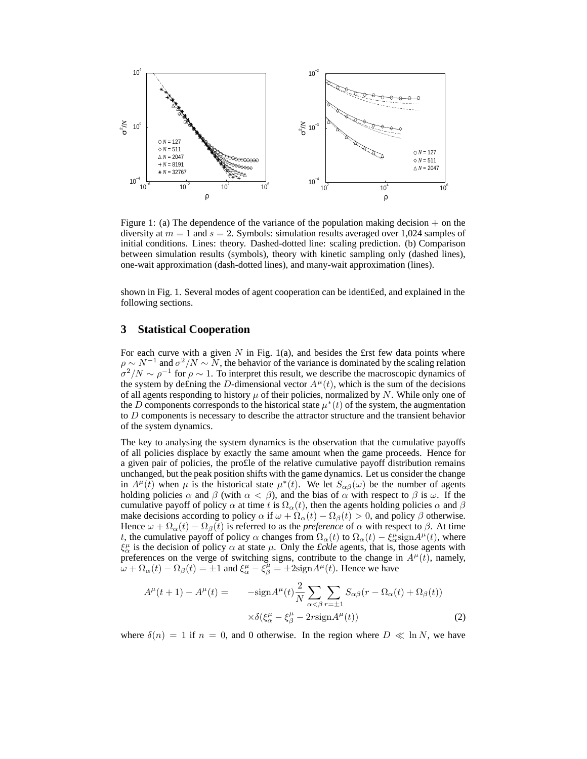Figure 1: (a) The dependence of the variance of the population making decision + on the diversity at $m = 1$ and $s = 2$. Symbols: simulation results averaged over 1,024 samples of initial conditions. Lines: theory. Dashed-dotted line: scaling prediction. (b) Comparison between simulation results (symbols), theory with kinetic sampling only (dashed lines), one-wait approximation (dash-dotted lines), and many-wait approximation (lines).

shown in Fig. 1. Several modes of agent cooperation can be identi£ed, and explained in the following sections.

## 3 Statistical Cooperation

For each curve with a given $N$ in Fig. 1(a), and besides the £rst few data points where $\rho \sim N^{-1}$ and $\sigma^2/N \sim N$, the behavior of the variance is dominated by the scaling relation $\sigma^2/N \sim \rho^{-1}$ for $\rho \sim 1$. To interpret this result, we describe the macroscopic dynamics of the system by de£ning the $D$-dimensional vector $A^\mu(t)$, which is the sum of the decisions of all agents responding to history $\mu$ of their policies, normalized by $N$. While only one of the $D$ components corresponds to the historical state $\mu^*(t)$ of the system, the augmentation to $D$ components is necessary to describe the attractor structure and the transient behavior of the system dynamics.

The key to analysing the system dynamics is the observation that the cumulative payoffs of all policies displace by exactly the same amount when the game proceeds. Hence for a given pair of policies, the pro£le of the relative cumulative payoff distribution remains unchanged, but the peak position shifts with the game dynamics. Let us consider the change in $A^\mu(t)$ when $\mu$ is the historical state $\mu^*(t)$. We let $S_{\alpha\beta}(\omega)$ be the number of agents holding policies $\alpha$ and $\beta$ (with $\alpha < \beta$), and the bias of $\alpha$ with respect to $\beta$ is $\omega$. If the cumulative payoff of policy $\alpha$ at time $t$ is $\Omega_\alpha(t)$, then the agents holding policies $\alpha$ and $\beta$ make decisions according to policy $\alpha$ if $\omega + \Omega_\alpha(t) - \Omega_\beta(t) > 0$, and policy $\beta$ otherwise. Hence $\omega + \Omega_\alpha(t) - \Omega_\beta(t)$ is referred to as the *preference* of $\alpha$ with respect to $\beta$. At time $t$, the cumulative payoff of policy $\alpha$ changes from $\Omega_\alpha(t)$ to $\Omega_\alpha(t) - \xi^\mu_\alpha \text{sign} A^\mu(t)$, where $\xi^\mu_\alpha$ is the decision of policy $\alpha$ at state $\mu$. Only the *£ckle* agents, that is, those agents with preferences on the verge of switching signs, contribute to the change in $A^\mu(t)$, namely, $\omega + \Omega_\alpha(t) - \Omega_\beta(t) = \pm 1$ and $\xi^\mu_\alpha - \xi^\mu_\beta = \pm 2\text{sign} A^\mu(t)$. Hence we have

$$
\begin{aligned}
A^\mu(t+1) - A^\mu(t) = \quad & -\text{sign} A^\mu(t) \frac{2}{N} \sum_{\alpha<\beta} \sum_{r=\pm 1} S_{\alpha\beta}(r - \Omega_\alpha(t) + \Omega_\beta(t)) \\
& \times \delta(\xi^\mu_\alpha - \xi^\mu_\beta - 2r\text{sign} A^\mu(t))
\end{aligned}
\tag{2}
$$

where $\delta(n) = 1$ if $n = 0$, and 0 otherwise. In the region where $D \ll \ln N$, we have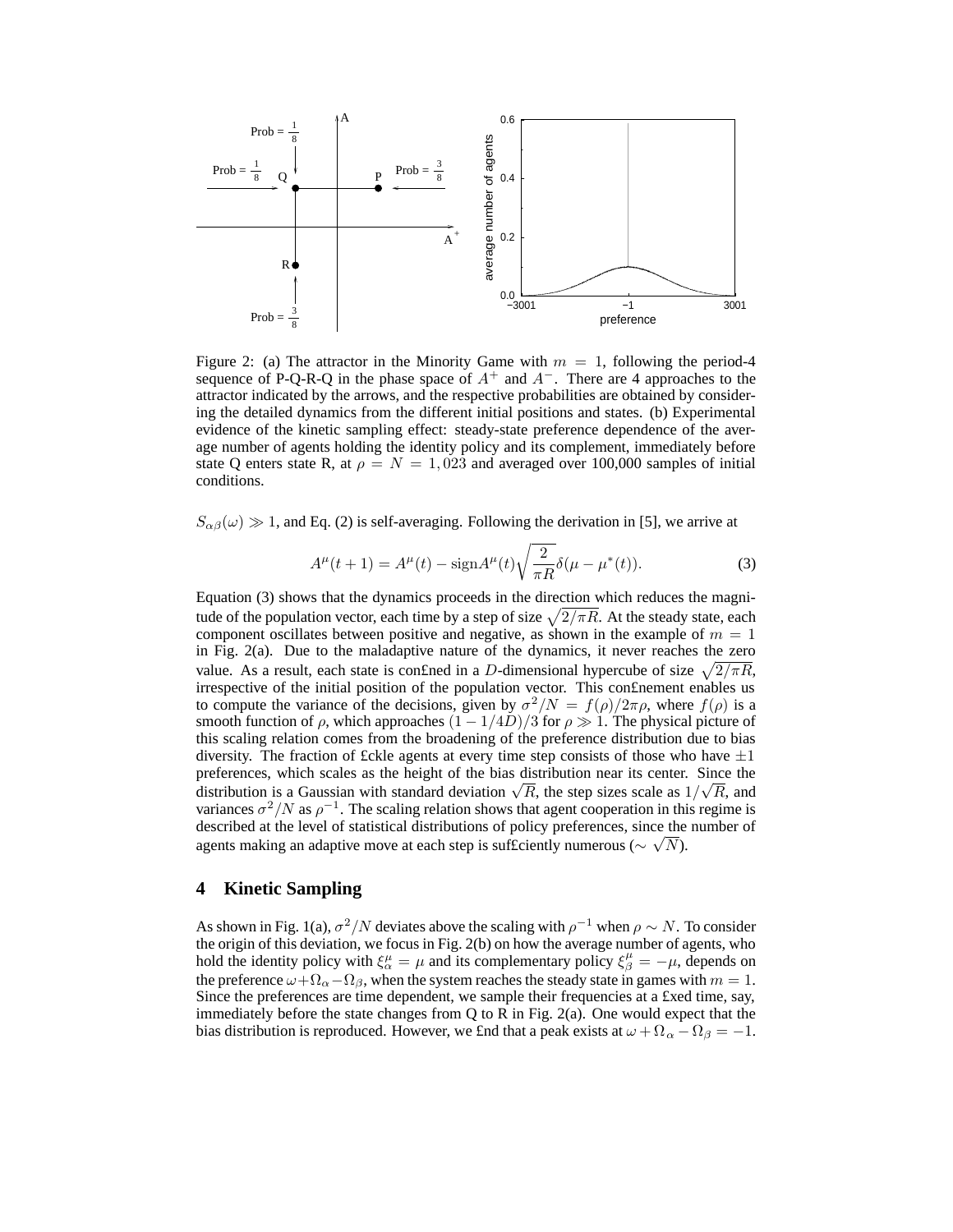Figure 2: (a) The attractor in the Minority Game with $m = 1$, following the period-4 sequence of P-Q-R-Q in the phase space of $A^+$ and $A^-$. There are 4 approaches to the attractor indicated by the arrows, and the respective probabilities are obtained by considering the detailed dynamics from the different initial positions and states. (b) Experimental evidence of the kinetic sampling effect: steady-state preference dependence of the average number of agents holding the identity policy and its complement, immediately before state Q enters state R, at $\rho = N = 1,023$ and averaged over 100,000 samples of initial conditions.

$S_{\alpha\beta}(\omega) \gg 1$, and Eq. (2) is self-averaging. Following the derivation in [5], we arrive at

$$A^\mu(t+1) = A^\mu(t) - \mathrm{sign}A^\mu(t)\sqrt{\frac{2}{\pi R}}\delta(\mu - \mu^*(t)). \tag{3}$$

Equation (3) shows that the dynamics proceeds in the direction which reduces the magnitude of the population vector, each time by a step of size $\sqrt{2/\pi R}$. At the steady state, each component oscillates between positive and negative, as shown in the example of $m = 1$ in Fig. 2(a). Due to the maladaptive nature of the dynamics, it never reaches the zero value. As a result, each state is confined in a $D$-dimensional hypercube of size $\sqrt{2/\pi R}$, irrespective of the initial position of the population vector. This confinement enables us to compute the variance of the decisions, given by $\sigma^2/N = f(\rho)/2\pi\rho$, where $f(\rho)$ is a smooth function of $\rho$, which approaches $(1 - 1/4D)/3$ for $\rho \gg 1$. The physical picture of this scaling relation comes from the broadening of the preference distribution due to bias diversity. The fraction of fickle agents at every time step consists of those who have $\pm 1$ preferences, which scales as the height of the bias distribution near its center. Since the distribution is a Gaussian with standard deviation $\sqrt{R}$, the step sizes scale as $1/\sqrt{R}$, and variances $\sigma^2/N$ as $\rho^{-1}$. The scaling relation shows that agent cooperation in this regime is described at the level of statistical distributions of policy preferences, since the number of agents making an adaptive move at each step is sufficiently numerous ($\sim \sqrt{N}$).

## 4 Kinetic Sampling

As shown in Fig. 1(a), $\sigma^2/N$ deviates above the scaling with $\rho^{-1}$ when $\rho \sim N$. To consider the origin of this deviation, we focus in Fig. 2(b) on how the average number of agents, who hold the identity policy with $\xi^\mu_\alpha = \mu$ and its complementary policy $\xi^\mu_\beta = -\mu$, depends on the preference $\omega + \Omega_\alpha - \Omega_\beta$, when the system reaches the steady state in games with $m = 1$. Since the preferences are time dependent, we sample their frequencies at a fixed time, say, immediately before the state changes from Q to R in Fig. 2(a). One would expect that the bias distribution is reproduced. However, we find that a peak exists at $\omega + \Omega_\alpha - \Omega_\beta = -1$.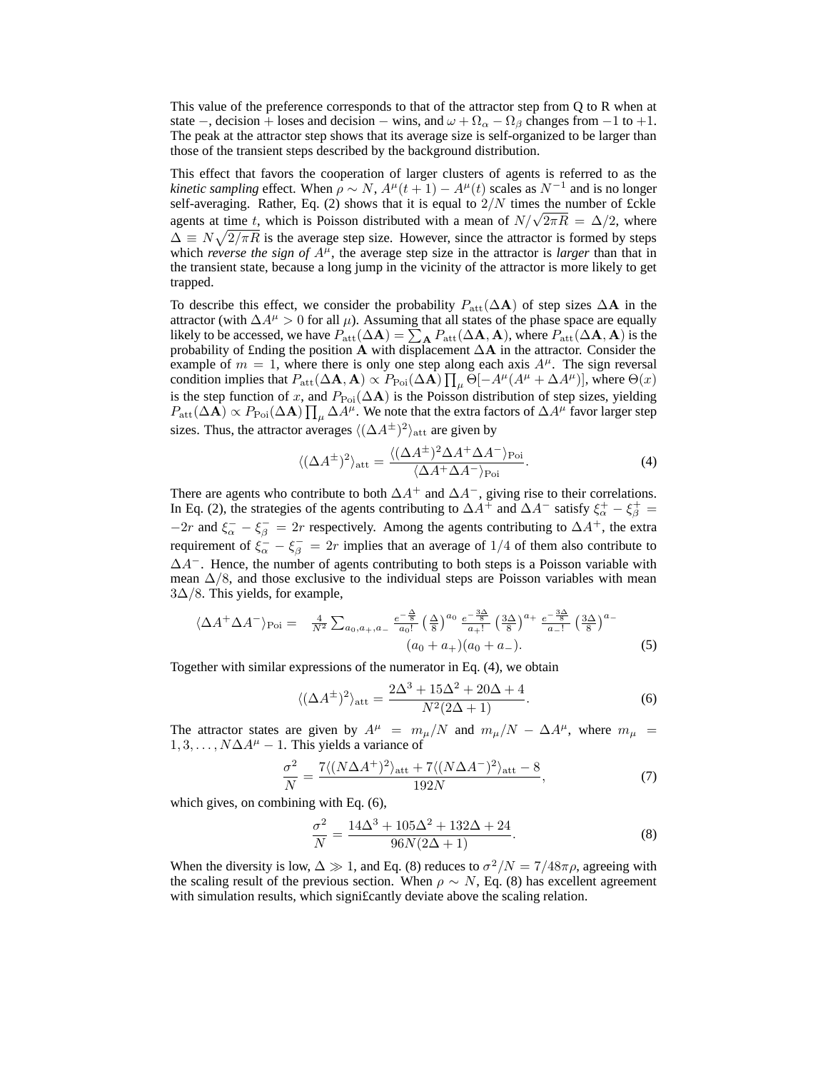This value of the preference corresponds to that of the attractor step from Q to R when at state $-$, decision $+$ loses and decision $-$ wins, and $\omega + \Omega_\alpha - \Omega_\beta$ changes from $-1$ to $+1$. The peak at the attractor step shows that its average size is self-organized to be larger than those of the transient steps described by the background distribution.

This effect that favors the cooperation of larger clusters of agents is referred to as the *kinetic sampling* effect. When $\rho \sim N$, $A^\mu(t+1) - A^\mu(t)$ scales as $N^{-1}$ and is no longer self-averaging. Rather, Eq. (2) shows that it is equal to $2/N$ times the number of £ckle agents at time $t$, which is Poisson distributed with a mean of $N/\sqrt{2\pi R} = \Delta/2$, where $\Delta \equiv N\sqrt{2/\pi R}$ is the average step size. However, since the attractor is formed by steps which *reverse the sign of* $A^\mu$, the average step size in the attractor is *larger* than that in the transient state, because a long jump in the vicinity of the attractor is more likely to get trapped.

To describe this effect, we consider the probability $P_{\rm att}(\Delta\mathbf{A})$ of step sizes $\Delta\mathbf{A}$ in the attractor (with $\Delta A^\mu > 0$ for all $\mu$). Assuming that all states of the phase space are equally likely to be accessed, we have $P_{\rm att}(\Delta\mathbf{A}) = \sum_{\mathbf{A}} P_{\rm att}(\Delta\mathbf{A}, \mathbf{A})$, where $P_{\rm att}(\Delta\mathbf{A}, \mathbf{A})$ is the probability of £nding the position $\mathbf{A}$ with displacement $\Delta\mathbf{A}$ in the attractor. Consider the example of $m = 1$, where there is only one step along each axis $A^\mu$. The sign reversal condition implies that $P_{\rm att}(\Delta\mathbf{A}, \mathbf{A}) \propto P_{\rm Poi}(\Delta\mathbf{A}) \prod_\mu \Theta[-A^\mu(A^\mu + \Delta A^\mu)]$, where $\Theta(x)$ is the step function of $x$, and $P_{\rm Poi}(\Delta\mathbf{A})$ is the Poisson distribution of step sizes, yielding $P_{\rm att}(\Delta\mathbf{A}) \propto P_{\rm Poi}(\Delta\mathbf{A}) \prod_\mu \Delta A^\mu$. We note that the extra factors of $\Delta A^\mu$ favor larger step sizes. Thus, the attractor averages $\langle (\Delta A^\pm)^2 \rangle_{\rm att}$ are given by

$$\langle (\Delta A^\pm)^2 \rangle_{\rm att} = \frac{\langle (\Delta A^\pm)^2 \Delta A^+ \Delta A^- \rangle_{\rm Poi}}{\langle \Delta A^+ \Delta A^- \rangle_{\rm Poi}}. \tag{4}$$

There are agents who contribute to both $\Delta A^+$ and $\Delta A^-$, giving rise to their correlations. In Eq. (2), the strategies of the agents contributing to $\Delta A^+$ and $\Delta A^-$ satisfy $\xi^+_\alpha - \xi^+_\beta = -2r$ and $\xi^-_\alpha - \xi^-_\beta = 2r$ respectively. Among the agents contributing to $\Delta A^+$, the extra requirement of $\xi^-_\alpha - \xi^-_\beta = 2r$ implies that an average of $1/4$ of them also contribute to $\Delta A^-$. Hence, the number of agents contributing to both steps is a Poisson variable with mean $\Delta/8$, and those exclusive to the individual steps are Poisson variables with mean $3\Delta/8$. This yields, for example,

$$\langle \Delta A^+ \Delta A^- \rangle_{\rm Poi} = \frac{4}{N^2} \sum_{a_0, a_+, a_-} \frac{e^{-\frac{\Delta}{8}}}{a_0!} \left(\frac{\Delta}{8}\right)^{a_0} \frac{e^{-\frac{3\Delta}{8}}}{a_+!} \left(\frac{3\Delta}{8}\right)^{a_+} \frac{e^{-\frac{3\Delta}{8}}}{a_-!} \left(\frac{3\Delta}{8}\right)^{a_-} (a_0 + a_+)(a_0 + a_-). \tag{5}$$

Together with similar expressions of the numerator in Eq. (4), we obtain

$$\langle (\Delta A^\pm)^2 \rangle_{\rm att} = \frac{2\Delta^3 + 15\Delta^2 + 20\Delta + 4}{N^2(2\Delta + 1)}. \tag{6}$$

The attractor states are given by $A^\mu = m_\mu/N$ and $m_\mu/N - \Delta A^\mu$, where $m_\mu = 1, 3, \ldots, N\Delta A^\mu - 1$. This yields a variance of

$$\frac{\sigma^2}{N} = \frac{7\langle (N\Delta A^+)^2 \rangle_{\rm att} + 7\langle (N\Delta A^-)^2 \rangle_{\rm att} - 8}{192N}, \tag{7}$$

which gives, on combining with Eq. (6),

$$\frac{\sigma^2}{N} = \frac{14\Delta^3 + 105\Delta^2 + 132\Delta + 24}{96N(2\Delta + 1)}. \tag{8}$$

When the diversity is low, $\Delta \gg 1$, and Eq. (8) reduces to $\sigma^2/N = 7/48\pi\rho$, agreeing with the scaling result of the previous section. When $\rho \sim N$, Eq. (8) has excellent agreement with simulation results, which signi£cantly deviate above the scaling relation.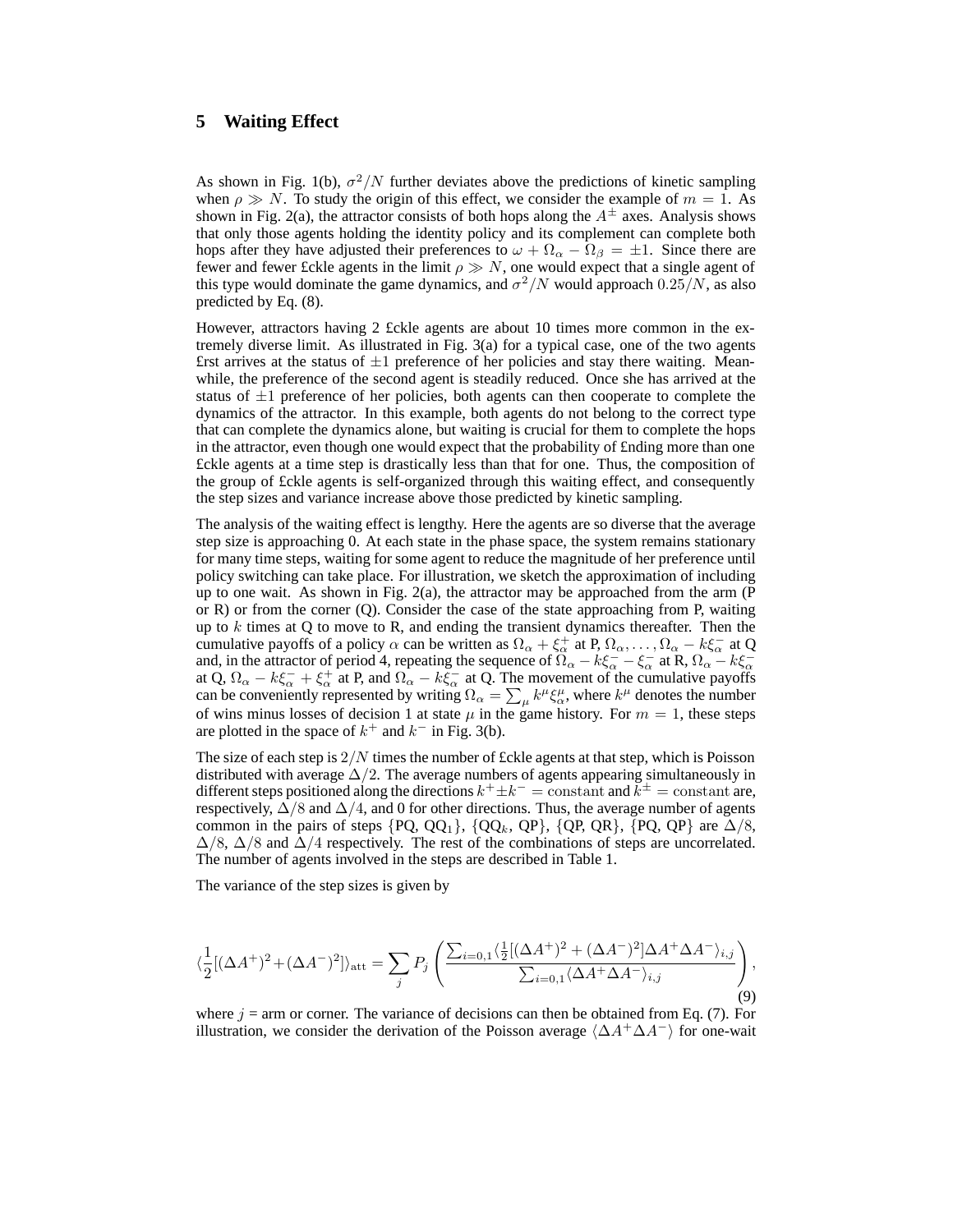## 5 Waiting Effect

As shown in Fig. 1(b), $\sigma^2/N$ further deviates above the predictions of kinetic sampling when $\rho \gg N$. To study the origin of this effect, we consider the example of $m = 1$. As shown in Fig. 2(a), the attractor consists of both hops along the $A^{\pm}$ axes. Analysis shows that only those agents holding the identity policy and its complement can complete both hops after they have adjusted their preferences to $\omega + \Omega_\alpha - \Omega_\beta = \pm 1$. Since there are fewer and fewer fickle agents in the limit $\rho \gg N$, one would expect that a single agent of this type would dominate the game dynamics, and $\sigma^2/N$ would approach $0.25/N$, as also predicted by Eq. (8).

However, attractors having 2 fickle agents are about 10 times more common in the extremely diverse limit. As illustrated in Fig. 3(a) for a typical case, one of the two agents first arrives at the status of $\pm 1$ preference of her policies and stay there waiting. Meanwhile, the preference of the second agent is steadily reduced. Once she has arrived at the status of $\pm 1$ preference of her policies, both agents can then cooperate to complete the dynamics of the attractor. In this example, both agents do not belong to the correct type that can complete the dynamics alone, but waiting is crucial for them to complete the hops in the attractor, even though one would expect that the probability of finding more than one fickle agents at a time step is drastically less than that for one. Thus, the composition of the group of fickle agents is self-organized through this waiting effect, and consequently the step sizes and variance increase above those predicted by kinetic sampling.

The analysis of the waiting effect is lengthy. Here the agents are so diverse that the average step size is approaching 0. At each state in the phase space, the system remains stationary for many time steps, waiting for some agent to reduce the magnitude of her preference until policy switching can take place. For illustration, we sketch the approximation of including up to one wait. As shown in Fig. 2(a), the attractor may be approached from the arm (P or R) or from the corner (Q). Consider the case of the state approaching from P, waiting up to $k$ times at Q to move to R, and ending the transient dynamics thereafter. Then the cumulative payoffs of a policy $\alpha$ can be written as $\Omega_\alpha + \xi_\alpha^+$ at P, $\Omega_\alpha, \ldots, \Omega_\alpha - k\xi_\alpha^-$ at Q and, in the attractor of period 4, repeating the sequence of $\Omega_\alpha - k\xi_\alpha^- - \xi_\alpha^-$ at R, $\Omega_\alpha - k\xi_\alpha^-$ at Q, $\Omega_\alpha - k\xi_\alpha^- + \xi_\alpha^+$ at P, and $\Omega_\alpha - k\xi_\alpha^-$ at Q. The movement of the cumulative payoffs can be conveniently represented by writing $\Omega_\alpha = \sum_\mu k^\mu \xi_\alpha^\mu$, where $k^\mu$ denotes the number of wins minus losses of decision 1 at state $\mu$ in the game history. For $m = 1$, these steps are plotted in the space of $k^+$ and $k^-$ in Fig. 3(b).

The size of each step is $2/N$ times the number of fickle agents at that step, which is Poisson distributed with average $\Delta/2$. The average numbers of agents appearing simultaneously in different steps positioned along the directions $k^+ \pm k^- = \text{constant}$ and $k^{\pm} = \text{constant}$ are, respectively, $\Delta/8$ and $\Delta/4$, and 0 for other directions. Thus, the average number of agents common in the pairs of steps {PQ, QQ$_1$}, {QQ$_k$, QP}, {QP, QR}, {PQ, QP} are $\Delta/8$, $\Delta/8$, $\Delta/8$ and $\Delta/4$ respectively. The rest of the combinations of steps are uncorrelated. The number of agents involved in the steps are described in Table 1.

The variance of the step sizes is given by

$$\langle \frac{1}{2}[(\Delta A^+)^2 + (\Delta A^-)^2] \rangle_{\text{att}} = \sum_j P_j \left( \frac{\sum_{i=0,1} \langle \frac{1}{2}[(\Delta A^+)^2 + (\Delta A^-)^2] \Delta A^+ \Delta A^- \rangle_{i,j}}{\sum_{i=0,1} \langle \Delta A^+ \Delta A^- \rangle_{i,j}} \right), \tag{9}$$

where $j$ = arm or corner. The variance of decisions can then be obtained from Eq. (7). For illustration, we consider the derivation of the Poisson average $\langle \Delta A^+ \Delta A^- \rangle$ for one-wait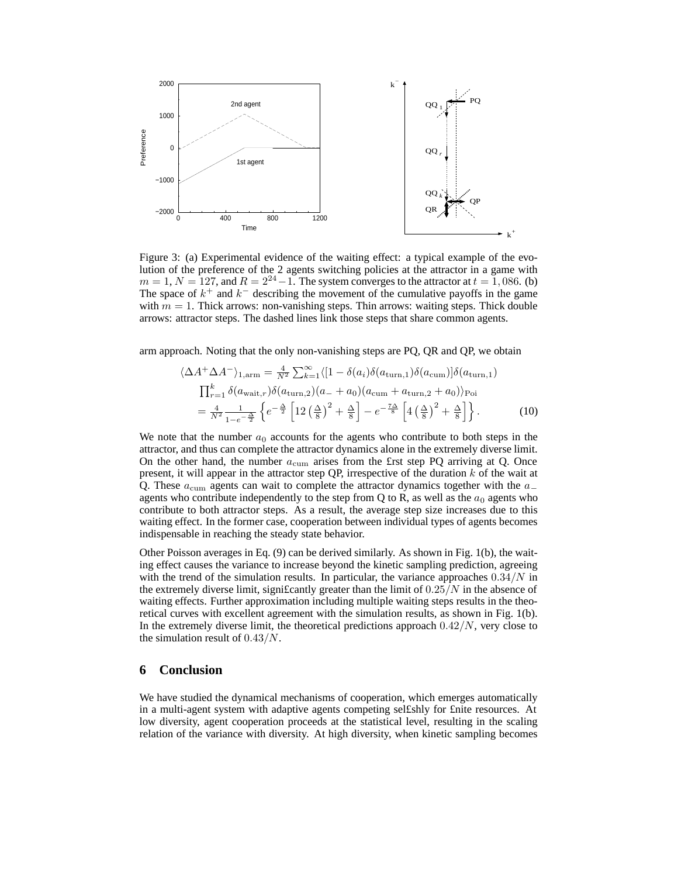Figure 3: (a) Experimental evidence of the waiting effect: a typical example of the evolution of the preference of the 2 agents switching policies at the attractor in a game with $m = 1$, $N = 127$, and $R = 2^{24} - 1$. The system converges to the attractor at $t = 1,086$. (b) The space of $k^+$ and $k^-$ describing the movement of the cumulative payoffs in the game with $m = 1$. Thick arrows: non-vanishing steps. Thin arrows: waiting steps. Thick double arrows: attractor steps. The dashed lines link those steps that share common agents.

arm approach. Noting that the only non-vanishing steps are PQ, QR and QP, we obtain

$$
\begin{aligned}
\langle \Delta A^+ \Delta A^- \rangle_{1,\mathrm{arm}} &= \frac{4}{N^2} \sum_{k=1}^{\infty} \langle [1 - \delta(a_i)\delta(a_{\mathrm{turn},1})\delta(a_{\mathrm{cum}})]\delta(a_{\mathrm{turn},1}) \\
&\quad \prod_{r=1}^{k} \delta(a_{\mathrm{wait},r})\delta(a_{\mathrm{turn},2})(a_- + a_0)(a_{\mathrm{cum}} + a_{\mathrm{turn},2} + a_0)\rangle_{\mathrm{Poi}} \\
&= \frac{4}{N^2} \frac{1}{1 - e^{-\frac{\Delta}{2}}} \left\{ e^{-\frac{\Delta}{2}} \left[ 12 \left( \frac{\Delta}{8} \right)^2 + \frac{\Delta}{8} \right] - e^{-\frac{7\Delta}{8}} \left[ 4 \left( \frac{\Delta}{8} \right)^2 + \frac{\Delta}{8} \right] \right\}. \qquad (10)
\end{aligned}
$$

We note that the number $a_0$ accounts for the agents who contribute to both steps in the attractor, and thus can complete the attractor dynamics alone in the extremely diverse limit. On the other hand, the number $a_{\mathrm{cum}}$ arises from the first step PQ arriving at Q. Once present, it will appear in the attractor step QP, irrespective of the duration $k$ of the wait at Q. These $a_{\mathrm{cum}}$ agents can wait to complete the attractor dynamics together with the $a_-$ agents who contribute independently to the step from Q to R, as well as the $a_0$ agents who contribute to both attractor steps. As a result, the average step size increases due to this waiting effect. In the former case, cooperation between individual types of agents becomes indispensable in reaching the steady state behavior.

Other Poisson averages in Eq. (9) can be derived similarly. As shown in Fig. 1(b), the waiting effect causes the variance to increase beyond the kinetic sampling prediction, agreeing with the trend of the simulation results. In particular, the variance approaches $0.34/N$ in the extremely diverse limit, significantly greater than the limit of $0.25/N$ in the absence of waiting effects. Further approximation including multiple waiting steps results in the theoretical curves with excellent agreement with the simulation results, as shown in Fig. 1(b). In the extremely diverse limit, the theoretical predictions approach $0.42/N$, very close to the simulation result of $0.43/N$.

## 6 Conclusion

We have studied the dynamical mechanisms of cooperation, which emerges automatically in a multi-agent system with adaptive agents competing selfishly for finite resources. At low diversity, agent cooperation proceeds at the statistical level, resulting in the scaling relation of the variance with diversity. At high diversity, when kinetic sampling becomes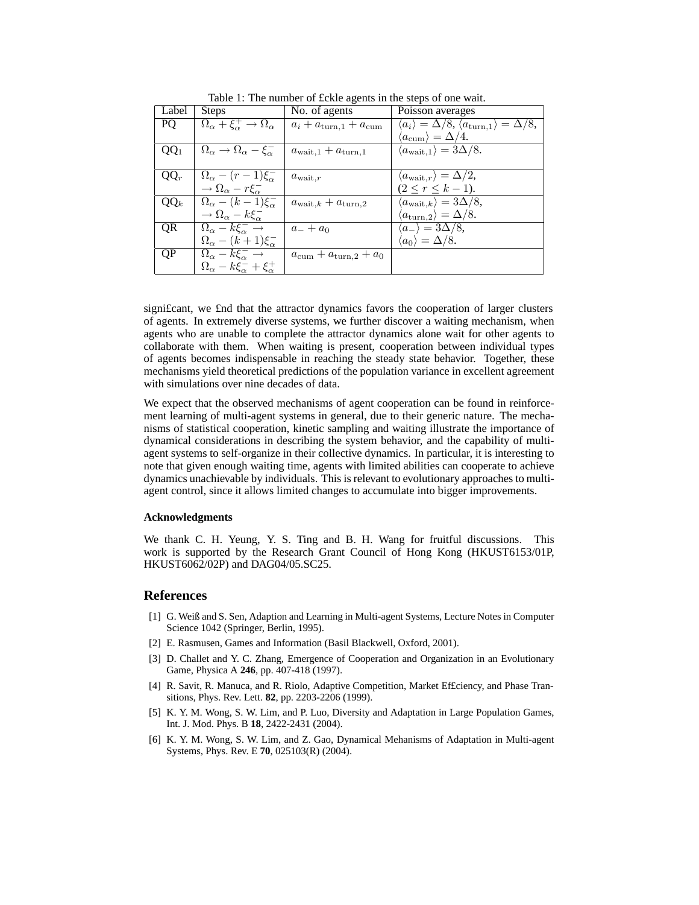Table 1: The number of £ckle agents in the steps of one wait.

| Label | Steps | No. of agents | Poisson averages |
|---|---|---|---|
| PQ | $\Omega_\alpha + \xi_\alpha^+ \to \Omega_\alpha$ | $a_i + a_{\rm turn,1} + a_{\rm cum}$ | $\langle a_i \rangle = \Delta/8$, $\langle a_{\rm turn,1} \rangle = \Delta/8$, $\langle a_{\rm cum} \rangle = \Delta/4$. |
| $\mathrm{QQ}_1$ | $\Omega_\alpha \to \Omega_\alpha - \xi_\alpha^-$ | $a_{\rm wait,1} + a_{\rm turn,1}$ | $\langle a_{\rm wait,1} \rangle = 3\Delta/8$. |
| $\mathrm{QQ}_r$ | $\Omega_\alpha - (r-1)\xi_\alpha^- \to \Omega_\alpha - r\xi_\alpha^-$ | $a_{{\rm wait},r}$ | $\langle a_{{\rm wait},r} \rangle = \Delta/2$, $(2 \le r \le k-1)$. |
| $\mathrm{QQ}_k$ | $\Omega_\alpha - (k-1)\xi_\alpha^- \to \Omega_\alpha - k\xi_\alpha^-$ | $a_{{\rm wait},k} + a_{\rm turn,2}$ | $\langle a_{{\rm wait},k} \rangle = 3\Delta/8$, $\langle a_{\rm turn,2} \rangle = \Delta/8$. |
| QR | $\Omega_\alpha - k\xi_\alpha^- \to \Omega_\alpha - (k+1)\xi_\alpha^-$ | $a_- + a_0$ | $\langle a_- \rangle = 3\Delta/8$, $\langle a_0 \rangle = \Delta/8$. |
| QP | $\Omega_\alpha - k\xi_\alpha^- \to \Omega_\alpha - k\xi_\alpha^- + \xi_\alpha^+$ | $a_{\rm cum} + a_{\rm turn,2} + a_0$ | |

signi£cant, we £nd that the attractor dynamics favors the cooperation of larger clusters of agents. In extremely diverse systems, we further discover a waiting mechanism, when agents who are unable to complete the attractor dynamics alone wait for other agents to collaborate with them. When waiting is present, cooperation between individual types of agents becomes indispensable in reaching the steady state behavior. Together, these mechanisms yield theoretical predictions of the population variance in excellent agreement with simulations over nine decades of data.

We expect that the observed mechanisms of agent cooperation can be found in reinforcement learning of multi-agent systems in general, due to their generic nature. The mechanisms of statistical cooperation, kinetic sampling and waiting illustrate the importance of dynamical considerations in describing the system behavior, and the capability of multi-agent systems to self-organize in their collective dynamics. In particular, it is interesting to note that given enough waiting time, agents with limited abilities can cooperate to achieve dynamics unachievable by individuals. This is relevant to evolutionary approaches to multi-agent control, since it allows limited changes to accumulate into bigger improvements.

### Acknowledgments

We thank C. H. Yeung, Y. S. Ting and B. H. Wang for fruitful discussions. This work is supported by the Research Grant Council of Hong Kong (HKUST6153/01P, HKUST6062/02P) and DAG04/05.SC25.

## References

[1] G. Weiß and S. Sen, Adaption and Learning in Multi-agent Systems, Lecture Notes in Computer Science 1042 (Springer, Berlin, 1995).

[2] E. Rasmusen, Games and Information (Basil Blackwell, Oxford, 2001).

[3] D. Challet and Y. C. Zhang, Emergence of Cooperation and Organization in an Evolutionary Game, Physica A **246**, pp. 407-418 (1997).

[4] R. Savit, R. Manuca, and R. Riolo, Adaptive Competition, Market Ef£ciency, and Phase Transitions, Phys. Rev. Lett. **82**, pp. 2203-2206 (1999).

[5] K. Y. M. Wong, S. W. Lim, and P. Luo, Diversity and Adaptation in Large Population Games, Int. J. Mod. Phys. B **18**, 2422-2431 (2004).

[6] K. Y. M. Wong, S. W. Lim, and Z. Gao, Dynamical Mehanisms of Adaptation in Multi-agent Systems, Phys. Rev. E **70**, 025103(R) (2004).